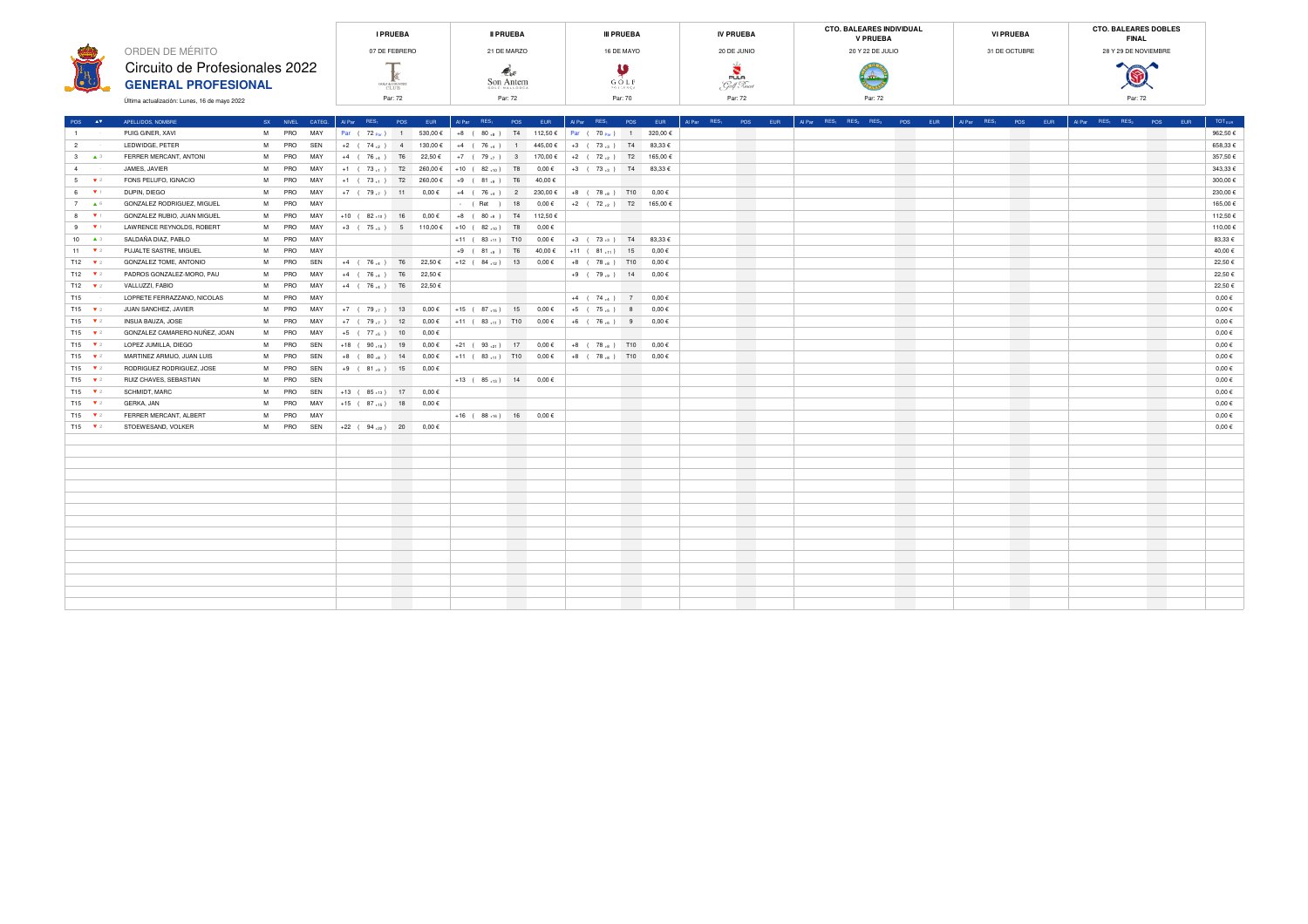# ORDEN DE MÉRITO

## Circuito de Profesionales 2022

## GENERAL PROFESIONAL

Última actualización: Lunes, 16 de mayo 2022

| | I PRUEBA | II PRUEBA | III PRUEBA | IV PRUEBA | CTO. BALEARES INDIVIDUAL V PRUEBA | VI PRUEBA | CTO. BALEARES DOBLES FINAL |
|---|---|---|---|---|---|---|---|
| Fecha | 07 DE FEBRERO | 21 DE MARZO | 16 DE MAYO | 20 DE JUNIO | 20 Y 22 DE JULIO | 31 DE OCTUBRE | 28 Y 29 DE NOVIEMBRE |
| Campo | | Son Antem | | | | | |
| Par | Par: 72 | Par: 72 | Par: 70 | Par: 72 | Par: 72 | | Par: 72 |

| POS | | APELLIDOS, NOMBRE | SX | NIVEL | CATEG. | I Al Par | I RES. | I POS | I EUR | II Al Par | II RES. | II POS | II EUR | III Al Par | III RES. | III POS | III EUR | IV Al Par | IV RES. | IV POS | IV EUR | V Al Par | V RES.1 | V RES.2 | V RES.3 | V POS | V EUR | VI Al Par | VI RES. | VI POS | VI EUR | F Al Par | F RES.1 | F RES.2 | F POS | F EUR | TOT EUR |
|---|---|---|---|---|---|---|---|---|---|---|---|---|---|---|---|---|---|---|---|---|---|---|---|---|---|---|---|---|---|---|---|---|---|---|---|---|---|
| 1 | - | PUIG GINER, XAVI | M | PRO | MAY | Par | 72 | 1 | 530,00 € | +8 | 80 | T4 | 112,50 € | Par | 70 | 1 | 320,00 € | | | | | | | | | | | | | | | | | | | | 962,50 € |
| 2 | - | LEDWIDGE, PETER | M | PRO | SEN | +2 | 74 | 4 | 130,00 € | +4 | 76 | 1 | 445,00 € | +3 | 73 | T4 | 83,33 € | | | | | | | | | | | | | | | | | | | | 658,33 € |
| 3 | ▲3 | FERRER MERCANT, ANTONI | M | PRO | MAY | +4 | 76 | T6 | 22,50 € | +7 | 79 | 3 | 170,00 € | +2 | 72 | T2 | 165,00 € | | | | | | | | | | | | | | | | | | | | 357,50 € |
| 4 | - | JAMES, JAVIER | M | PRO | MAY | +1 | 73 | T2 | 260,00 € | +10 | 82 | T8 | 0,00 € | +3 | 73 | T4 | 83,33 € | | | | | | | | | | | | | | | | | | | | 343,33 € |
| 5 | ▼2 | FONS PELUFO, IGNACIO | M | PRO | MAY | +1 | 73 | T2 | 260,00 € | +9 | 81 | T6 | 40,00 € | | | | | | | | | | | | | | | | | | | | | | | | 300,00 € |
| 6 | ▼1 | DUPIN, DIEGO | M | PRO | MAY | +7 | 79 | 11 | 0,00 € | +4 | 76 | 2 | 230,00 € | +8 | 78 | T10 | 0,00 € | | | | | | | | | | | | | | | | | | | | 230,00 € |
| 7 | ▲6 | GONZALEZ RODRIGUEZ, MIGUEL | M | PRO | MAY | | | | | - | Ret | 18 | 0,00 € | +2 | 72 | T2 | 165,00 € | | | | | | | | | | | | | | | | | | | | 165,00 € |
| 8 | ▼1 | GONZALEZ RUBIO, JUAN MIGUEL | M | PRO | MAY | +10 | 82 | 16 | 0,00 € | +8 | 80 | T4 | 112,50 € | | | | | | | | | | | | | | | | | | | | | | | | 112,50 € |
| 9 | ▼1 | LAWRENCE REYNOLDS, ROBERT | M | PRO | MAY | +3 | 75 | 5 | 110,00 € | +10 | 82 | T8 | 0,00 € | | | | | | | | | | | | | | | | | | | | | | | | 110,00 € |
| 10 | ▲3 | SALDAÑA DIAZ, PABLO | M | PRO | MAY | | | | | +11 | 83 | T10 | 0,00 € | +3 | 73 | T4 | 83,33 € | | | | | | | | | | | | | | | | | | | | 83,33 € |
| 11 | ▼2 | PUJALTE SASTRE, MIGUEL | M | PRO | MAY | | | | | +9 | 81 | T6 | 40,00 € | +11 | 81 | 15 | 0,00 € | | | | | | | | | | | | | | | | | | | | 40,00 € |
| T12 | ▼2 | GONZALEZ TOME, ANTONIO | M | PRO | SEN | +4 | 76 | T6 | 22,50 € | +12 | 84 | 13 | 0,00 € | +8 | 78 | T10 | 0,00 € | | | | | | | | | | | | | | | | | | | | 22,50 € |
| T12 | ▼2 | PADROS GONZALEZ-MORO, PAU | M | PRO | MAY | +4 | 76 | T6 | 22,50 € | | | | | +9 | 79 | 14 | 0,00 € | | | | | | | | | | | | | | | | | | | | 22,50 € |
| T12 | ▼2 | VALLUZZI, FABIO | M | PRO | MAY | +4 | 76 | T6 | 22,50 € | | | | | | | | | | | | | | | | | | | | | | | | | | | | 22,50 € |
| T15 | - | LOPRETE FERRAZZANO, NICOLAS | M | PRO | MAY | | | | | | | | | +4 | 74 | 7 | 0,00 € | | | | | | | | | | | | | | | | | | | | 0,00 € |
| T15 | ▼2 | JUAN SANCHEZ, JAVIER | M | PRO | MAY | +7 | 79 | 13 | 0,00 € | +15 | 87 | 15 | 0,00 € | +5 | 75 | 8 | 0,00 € | | | | | | | | | | | | | | | | | | | | 0,00 € |
| T15 | ▼2 | INSUA BAUZA, JOSE | M | PRO | MAY | +7 | 79 | 12 | 0,00 € | +11 | 83 | T10 | 0,00 € | +6 | 76 | 9 | 0,00 € | | | | | | | | | | | | | | | | | | | | 0,00 € |
| T15 | ▼2 | GONZALEZ CAMARERO-NUÑEZ, JOAN | M | PRO | MAY | +5 | 77 | 10 | 0,00 € | | | | | | | | | | | | | | | | | | | | | | | | | | | | 0,00 € |
| T15 | ▼2 | LOPEZ JUMILLA, DIEGO | M | PRO | SEN | +18 | 90 | 19 | 0,00 € | +21 | 93 | 17 | 0,00 € | +8 | 78 | T10 | 0,00 € | | | | | | | | | | | | | | | | | | | | 0,00 € |
| T15 | ▼2 | MARTINEZ ARMIJO, JUAN LUIS | M | PRO | SEN | +8 | 80 | 14 | 0,00 € | +11 | 83 | T10 | 0,00 € | +8 | 78 | T10 | 0,00 € | | | | | | | | | | | | | | | | | | | | 0,00 € |
| T15 | ▼2 | RODRIGUEZ RODRIGUEZ, JOSE | M | PRO | SEN | +9 | 81 | 15 | 0,00 € | | | | | | | | | | | | | | | | | | | | | | | | | | | | 0,00 € |
| T15 | ▼2 | RUIZ CHAVES, SEBASTIAN | M | PRO | SEN | | | | | +13 | 85 | 14 | 0,00 € | | | | | | | | | | | | | | | | | | | | | | | | 0,00 € |
| T15 | ▼2 | SCHMIDT, MARC | M | PRO | SEN | +13 | 85 | 17 | 0,00 € | | | | | | | | | | | | | | | | | | | | | | | | | | | | 0,00 € |
| T15 | ▼2 | GERKA, JAN | M | PRO | MAY | +15 | 87 | 18 | 0,00 € | | | | | | | | | | | | | | | | | | | | | | | | | | | | 0,00 € |
| T15 | ▼2 | FERRER MERCANT, ALBERT | M | PRO | MAY | | | | | +16 | 88 | 16 | 0,00 € | | | | | | | | | | | | | | | | | | | | | | | | 0,00 € |
| T15 | ▼2 | STOEWESAND, VOLKER | M | PRO | SEN | +22 | 94 | 20 | 0,00 € | | | | | | | | | | | | | | | | | | | | | | | | | | | | 0,00 € |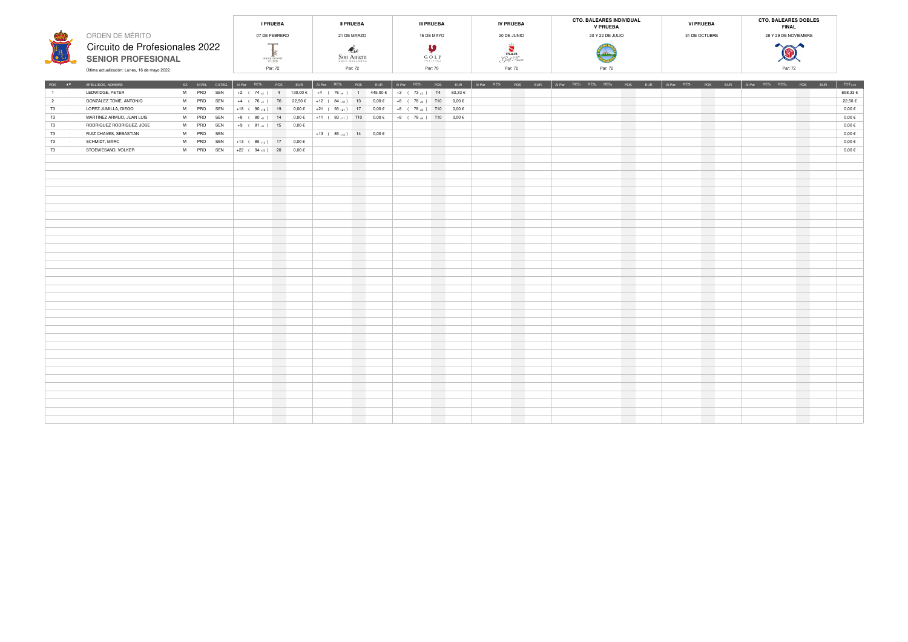# ORDEN DE MÉRITO

## Circuito de Profesionales 2022

## SENIOR PROFESIONAL

Última actualización: Lunes, 16 de mayo 2022

| | | | | | I PRUEBA | | | | II PRUEBA | | | | III PRUEBA | | | | IV PRUEBA | | | | CTO. BALEARES INDIVIDUAL V PRUEBA | | | | | | VI PRUEBA | | | | CTO. BALEARES DOBLES FINAL | | | | | | |
|---|---|---|---|---|---|---|---|---|---|---|---|---|---|---|---|---|---|---|---|---|---|---|---|---|---|---|---|---|---|---|---|---|---|---|---|---|---|
| | | | | | 07 DE FEBRERO | | | | 21 DE MARZO | | | | 16 DE MAYO | | | | 20 DE JUNIO | | | | 20 Y 22 DE JULIO | | | | | | 31 DE OCTUBRE | | | | 28 Y 29 DE NOVIEMBRE | | | | | | |
| | | | | | Par: 72 | | | | Par: 72 | | | | Par: 70 | | | | Par: 72 | | | | Par: 72 | | | | | | | | | | Par: 72 | | | | | | |
| POS | APELLIDOS, NOMBRE | SX | NIVEL | CATEG. | Al Par | RES. | POS | EUR | Al Par | RES. | POS | EUR | Al Par | RES. | POS | EUR | Al Par | RES. | POS | EUR | Al Par | $RES_1$ | $RES_2$ | $RES_3$ | POS | EUR | Al Par | $RES_1$ | POS | EUR | Al Par | $RES_1$ | $RES_2$ | POS | EUR | TOT EUR |
| 1 | LEDWIDGE, PETER | M | PRO | SEN | +2 | ( 74 +2 ) | 4 | 130,00 € | +4 | ( 76 +4 ) | 1 | 445,00 € | +3 | ( 73 +3 ) | T4 | 83,33 € | | | | | | | | | | | | | | | | | | | | 658,33 € |
| 2 | GONZALEZ TOME, ANTONIO | M | PRO | SEN | +4 | ( 76 +4 ) | T6 | 22,50 € | +12 | ( 84 +12 ) | 13 | 0,00 € | +8 | ( 78 +8 ) | T10 | 0,00 € | | | | | | | | | | | | | | | | | | | | 22,50 € |
| T3 | LOPEZ JUMILLA, DIEGO | M | PRO | SEN | +18 | ( 90 +18 ) | 19 | 0,00 € | +21 | ( 93 +21 ) | 17 | 0,00 € | +8 | ( 78 +8 ) | T10 | 0,00 € | | | | | | | | | | | | | | | | | | | | 0,00 € |
| T3 | MARTINEZ ARMIJO, JUAN LUIS | M | PRO | SEN | +8 | ( 80 +8 ) | 14 | 0,00 € | +11 | ( 83 +11 ) | T10 | 0,00 € | +8 | ( 78 +8 ) | T10 | 0,00 € | | | | | | | | | | | | | | | | | | | | 0,00 € |
| T3 | RODRIGUEZ RODRIGUEZ, JOSE | M | PRO | SEN | +9 | ( 81 +9 ) | 15 | 0,00 € | | | | | | | | | | | | | | | | | | | | | | | | | | | | 0,00 € |
| T3 | RUIZ CHAVES, SEBASTIAN | M | PRO | SEN | | | | | +13 | ( 85 +13 ) | 14 | 0,00 € | | | | | | | | | | | | | | | | | | | | | | | | 0,00 € |
| T3 | SCHMIDT, MARC | M | PRO | SEN | +13 | ( 85 +13 ) | 17 | 0,00 € | | | | | | | | | | | | | | | | | | | | | | | | | | | | 0,00 € |
| T3 | STOEWESAND, VOLKER | M | PRO | SEN | +22 | ( 94 +22 ) | 20 | 0,00 € | | | | | | | | | | | | | | | | | | | | | | | | | | | | 0,00 € |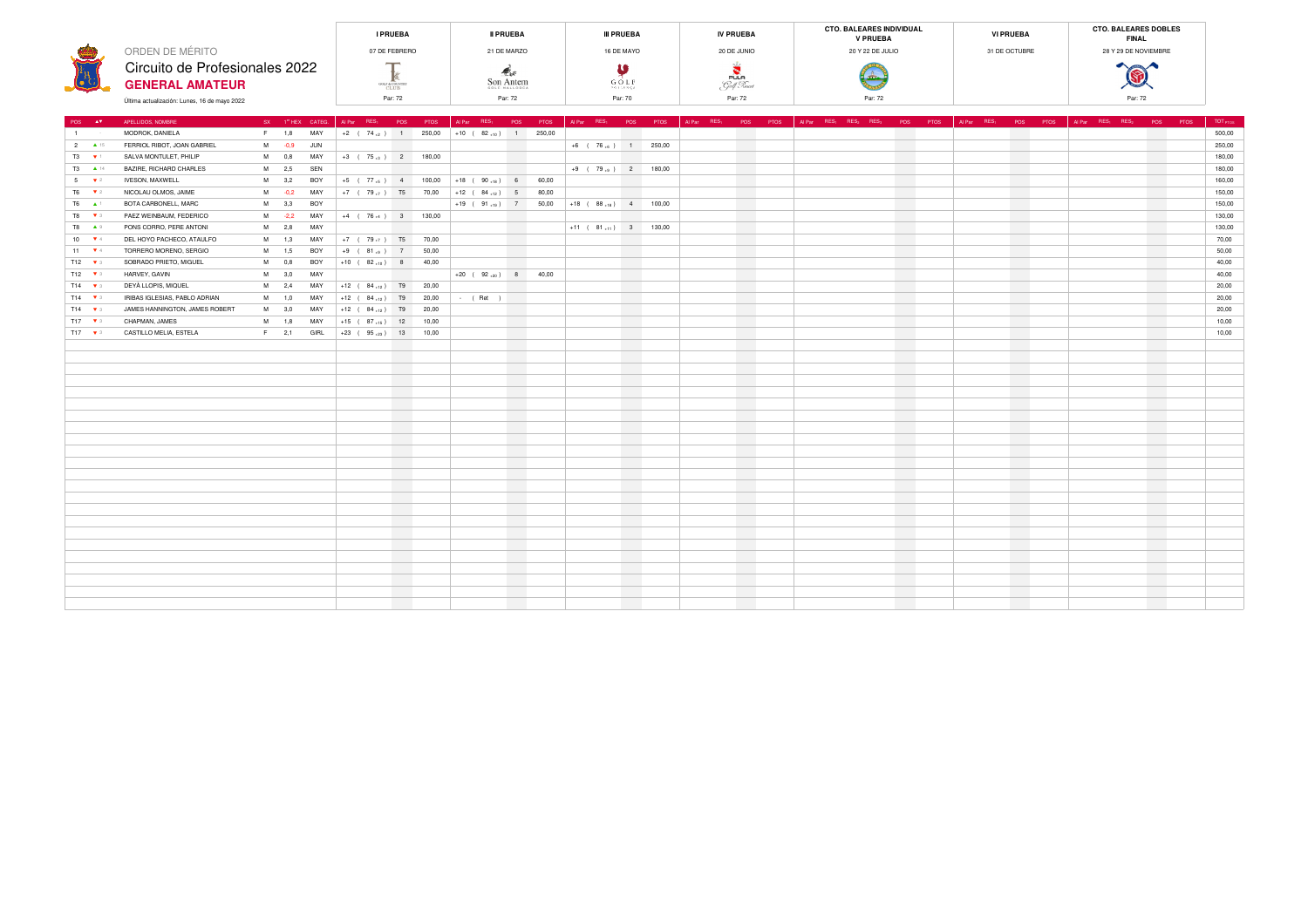ORDEN DE MÉRITO

# Circuito de Profesionales 2022

## GENERAL AMATEUR

Última actualización: Lunes, 16 de mayo 2022

| I PRUEBA | II PRUEBA | III PRUEBA | IV PRUEBA | CTO. BALEARES INDIVIDUAL V PRUEBA | VI PRUEBA | CTO. BALEARES DOBLES FINAL |
|---|---|---|---|---|---|---|
| 07 DE FEBRERO | 21 DE MARZO | 16 DE MAYO | 20 DE JUNIO | 20 Y 22 DE JULIO | 31 DE OCTUBRE | 28 Y 29 DE NOVIEMBRE |
| Par: 72 | Par: 72 | Par: 70 | Par: 72 | Par: 72 | | Par: 72 |

| POS | ▲▼ | APELLIDOS, NOMBRE | SX | 1ª HEX | CATEG. | I Al Par | I RES. | I POS | I PTOS | II Al Par | II RES. | II POS | II PTOS | III Al Par | III RES. | III POS | III PTOS | IV Al Par | IV RES. | IV POS | IV PTOS | V Al Par | V RES.1 | V RES.2 | V RES.3 | V POS | V PTOS | VI Al Par | VI RES. | VI POS | VI PTOS | F Al Par | F RES.1 | F RES.2 | F POS | F PTOS | TOT PTOS |
|---|---|---|---|---|---|---|---|---|---|---|---|---|---|---|---|---|---|---|---|---|---|---|---|---|---|---|---|---|---|---|---|---|---|---|---|---|---|
| 1 | | MODROK, DANIELA | F | 1,8 | MAY | +2 | ( 74 +2 ) | 1 | 250,00 | +10 | ( 82 +10 ) | 1 | 250,00 | | | | | | | | | | | | | | | | | | | | | | | | 500,00 |
| 2 | ▲ 15 | FERRIOL RIBOT, JOAN GABRIEL | M | -0,9 | JUN | | | | | | | | | +6 | ( 76 +6 ) | 1 | 250,00 | | | | | | | | | | | | | | | | | | | | 250,00 |
| T3 | ▼ 1 | SALVA MONTULET, PHILIP | M | 0,8 | MAY | +3 | ( 75 +3 ) | 2 | 180,00 | | | | | | | | | | | | | | | | | | | | | | | | | | | | 180,00 |
| T3 | ▲ 14 | BAZIRE, RICHARD CHARLES | M | 2,5 | SEN | | | | | | | | | +9 | ( 79 +9 ) | 2 | 180,00 | | | | | | | | | | | | | | | | | | | | 180,00 |
| 5 | ▼ 2 | IVESON, MAXWELL | M | 3,2 | BOY | +5 | ( 77 +5 ) | 4 | 100,00 | +18 | ( 90 +18 ) | 6 | 60,00 | | | | | | | | | | | | | | | | | | | | | | | | 160,00 |
| T6 | ▼ 2 | NICOLAU OLMOS, JAIME | M | -0,2 | MAY | +7 | ( 79 +7 ) | T5 | 70,00 | +12 | ( 84 +12 ) | 5 | 80,00 | | | | | | | | | | | | | | | | | | | | | | | | 150,00 |
| T6 | ▲ 1 | BOTA CARBONELL, MARC | M | 3,3 | BOY | | | | | +19 | ( 91 +19 ) | 7 | 50,00 | +18 | ( 88 +18 ) | 4 | 100,00 | | | | | | | | | | | | | | | | | | | | 150,00 |
| T8 | ▼ 3 | PAEZ WEINBAUM, FEDERICO | M | -2,2 | MAY | +4 | ( 76 +4 ) | 3 | 130,00 | | | | | | | | | | | | | | | | | | | | | | | | | | | | 130,00 |
| T8 | ▲ 8 | PONS CORRO, PERE ANTONI | M | 2,8 | MAY | | | | | | | | | +11 | ( 81 +11 ) | 3 | 130,00 | | | | | | | | | | | | | | | | | | | | 130,00 |
| 10 | ▼ 4 | DEL HOYO PACHECO, ATAULFO | M | 1,3 | MAY | +7 | ( 79 +7 ) | T5 | 70,00 | | | | | | | | | | | | | | | | | | | | | | | | | | | | 70,00 |
| 11 | ▼ 4 | TORRERO MORENO, SERGIO | M | 1,5 | BOY | +9 | ( 81 +9 ) | 7 | 50,00 | | | | | | | | | | | | | | | | | | | | | | | | | | | | 50,00 |
| T12 | ▼ 3 | SOBRADO PRIETO, MIGUEL | M | 0,8 | BOY | +10 | ( 82 +10 ) | 8 | 40,00 | | | | | | | | | | | | | | | | | | | | | | | | | | | | 40,00 |
| T12 | ▼ 3 | HARVEY, GAVIN | M | 3,0 | MAY | | | | | +20 | ( 92 +20 ) | 8 | 40,00 | | | | | | | | | | | | | | | | | | | | | | | | 40,00 |
| T14 | ▼ 3 | DEYÀ LLOPIS, MIQUEL | M | 2,4 | MAY | +12 | ( 84 +12 ) | T9 | 20,00 | | | | | | | | | | | | | | | | | | | | | | | | | | | | 20,00 |
| T14 | ▼ 3 | IRIBAS IGLESIAS, PABLO ADRIAN | M | 1,0 | MAY | +12 | ( 84 +12 ) | T9 | 20,00 | - | ( Ret ) | | | | | | | | | | | | | | | | | | | | | | | | | | 20,00 |
| T14 | ▼ 3 | JAMES HANNINGTON, JAMES ROBERT | M | 3,0 | MAY | +12 | ( 84 +12 ) | T9 | 20,00 | | | | | | | | | | | | | | | | | | | | | | | | | | | | 20,00 |
| T17 | ▼ 3 | CHAPMAN, JAMES | M | 1,8 | MAY | +15 | ( 87 +15 ) | 12 | 10,00 | | | | | | | | | | | | | | | | | | | | | | | | | | | | 10,00 |
| T17 | ▼ 3 | CASTILLO MELIA, ESTELA | F | 2,1 | GIRL | +23 | ( 95 +23 ) | 13 | 10,00 | | | | | | | | | | | | | | | | | | | | | | | | | | | | 10,00 |